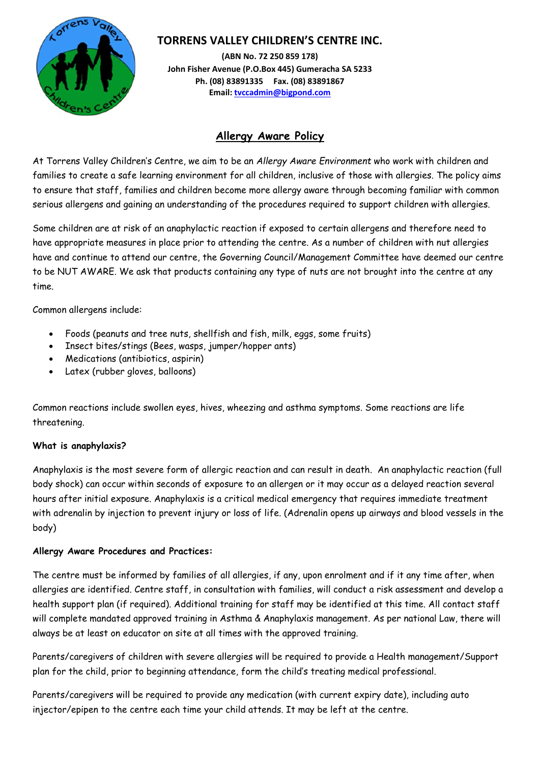# TORRENS VALLEY CHILDREN'S CENTRE INC.

**(ABN No. 72 250 859 178)**
**John Fisher Avenue (P.O.Box 445) Gumeracha SA 5233**
**Ph. (08) 83891335 Fax. (08) 83891867**
**Email: tvccadmin@bigpond.com**

## Allergy Aware Policy

At Torrens Valley Children's Centre, we aim to be an *Allergy Aware Environment* who work with children and families to create a safe learning environment for all children, inclusive of those with allergies. The policy aims to ensure that staff, families and children become more allergy aware through becoming familiar with common serious allergens and gaining an understanding of the procedures required to support children with allergies.

Some children are at risk of an anaphylactic reaction if exposed to certain allergens and therefore need to have appropriate measures in place prior to attending the centre. As a number of children with nut allergies have and continue to attend our centre, the Governing Council/Management Committee have deemed our centre to be NUT AWARE. We ask that products containing any type of nuts are not brought into the centre at any time.

Common allergens include:

- Foods (peanuts and tree nuts, shellfish and fish, milk, eggs, some fruits)
- Insect bites/stings (Bees, wasps, jumper/hopper ants)
- Medications (antibiotics, aspirin)
- Latex (rubber gloves, balloons)

Common reactions include swollen eyes, hives, wheezing and asthma symptoms. Some reactions are life threatening.

**What is anaphylaxis?**

Anaphylaxis is the most severe form of allergic reaction and can result in death. An anaphylactic reaction (full body shock) can occur within seconds of exposure to an allergen or it may occur as a delayed reaction several hours after initial exposure. Anaphylaxis is a critical medical emergency that requires immediate treatment with adrenalin by injection to prevent injury or loss of life. (Adrenalin opens up airways and blood vessels in the body)

**Allergy Aware Procedures and Practices:**

The centre must be informed by families of all allergies, if any, upon enrolment and if it any time after, when allergies are identified. Centre staff, in consultation with families, will conduct a risk assessment and develop a health support plan (if required). Additional training for staff may be identified at this time. All contact staff will complete mandated approved training in Asthma & Anaphylaxis management. As per national Law, there will always be at least on educator on site at all times with the approved training.

Parents/caregivers of children with severe allergies will be required to provide a Health management/Support plan for the child, prior to beginning attendance, form the child's treating medical professional.

Parents/caregivers will be required to provide any medication (with current expiry date), including auto injector/epipen to the centre each time your child attends. It may be left at the centre.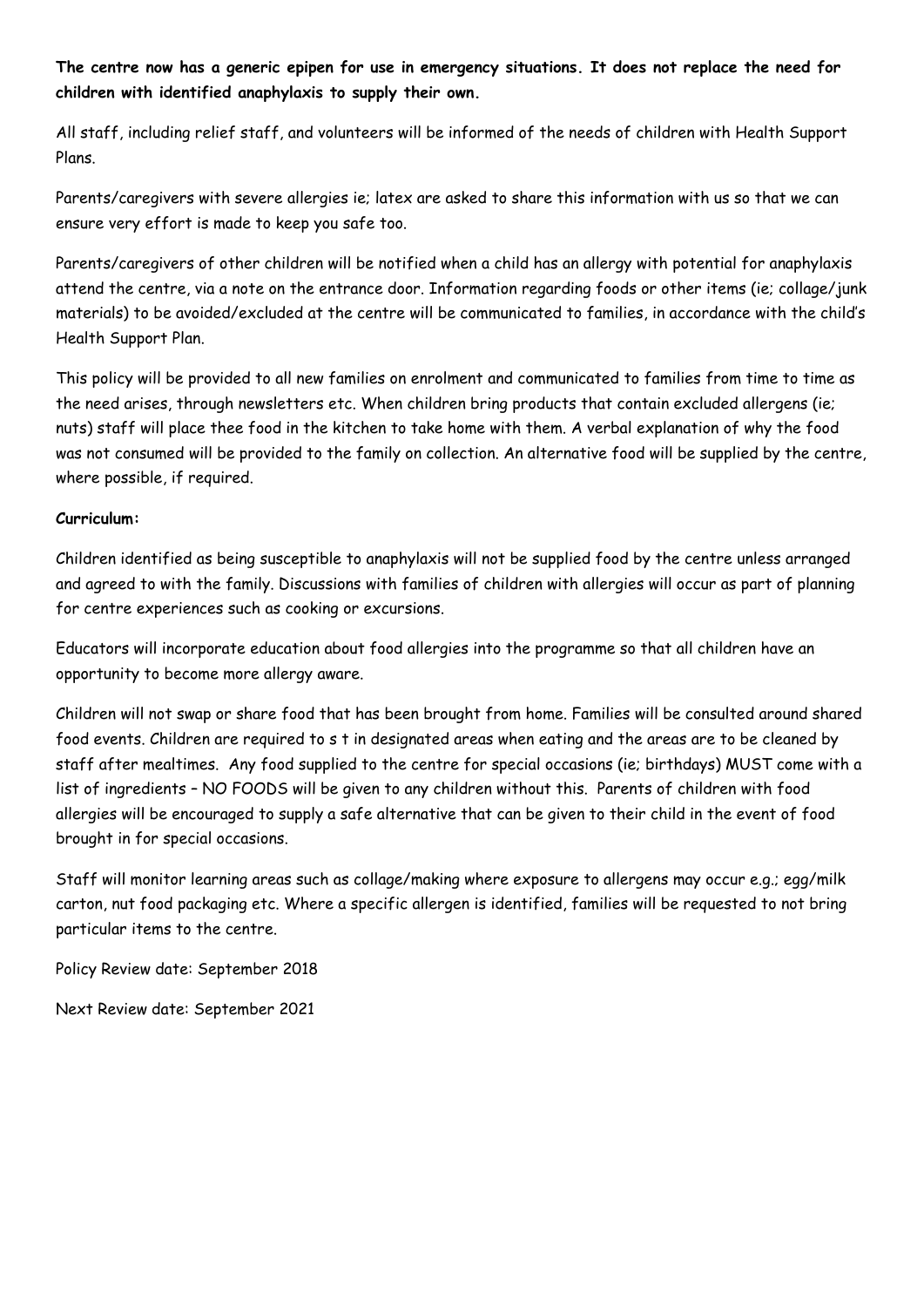**The centre now has a generic epipen for use in emergency situations. It does not replace the need for children with identified anaphylaxis to supply their own.**

All staff, including relief staff, and volunteers will be informed of the needs of children with Health Support Plans.

Parents/caregivers with severe allergies ie; latex are asked to share this information with us so that we can ensure very effort is made to keep you safe too.

Parents/caregivers of other children will be notified when a child has an allergy with potential for anaphylaxis attend the centre, via a note on the entrance door. Information regarding foods or other items (ie; collage/junk materials) to be avoided/excluded at the centre will be communicated to families, in accordance with the child's Health Support Plan.

This policy will be provided to all new families on enrolment and communicated to families from time to time as the need arises, through newsletters etc. When children bring products that contain excluded allergens (ie; nuts) staff will place thee food in the kitchen to take home with them. A verbal explanation of why the food was not consumed will be provided to the family on collection. An alternative food will be supplied by the centre, where possible, if required.

**Curriculum:**

Children identified as being susceptible to anaphylaxis will not be supplied food by the centre unless arranged and agreed to with the family. Discussions with families of children with allergies will occur as part of planning for centre experiences such as cooking or excursions.

Educators will incorporate education about food allergies into the programme so that all children have an opportunity to become more allergy aware.

Children will not swap or share food that has been brought from home. Families will be consulted around shared food events. Children are required to s t in designated areas when eating and the areas are to be cleaned by staff after mealtimes. Any food supplied to the centre for special occasions (ie; birthdays) MUST come with a list of ingredients – NO FOODS will be given to any children without this. Parents of children with food allergies will be encouraged to supply a safe alternative that can be given to their child in the event of food brought in for special occasions.

Staff will monitor learning areas such as collage/making where exposure to allergens may occur e.g.; egg/milk carton, nut food packaging etc. Where a specific allergen is identified, families will be requested to not bring particular items to the centre.

Policy Review date: September 2018

Next Review date: September 2021